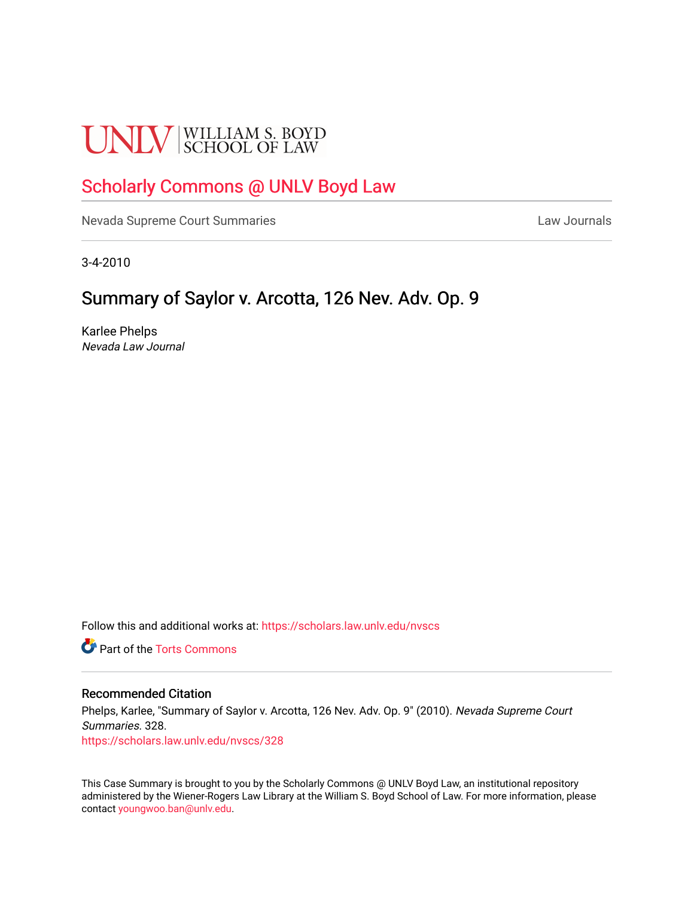UNLV | WILLIAM S. BOYD SCHOOL OF LAW

# Scholarly Commons @ UNLV Boyd Law

Nevada Supreme Court Summaries

Law Journals

3-4-2010

## Summary of Saylor v. Arcotta, 126 Nev. Adv. Op. 9

Karlee Phelps
*Nevada Law Journal*

Follow this and additional works at: https://scholars.law.unlv.edu/nvscs

Part of the Torts Commons

### Recommended Citation

Phelps, Karlee, "Summary of Saylor v. Arcotta, 126 Nev. Adv. Op. 9" (2010). *Nevada Supreme Court Summaries*. 328.
https://scholars.law.unlv.edu/nvscs/328

This Case Summary is brought to you by the Scholarly Commons @ UNLV Boyd Law, an institutional repository administered by the Wiener-Rogers Law Library at the William S. Boyd School of Law. For more information, please contact youngwoo.ban@unlv.edu.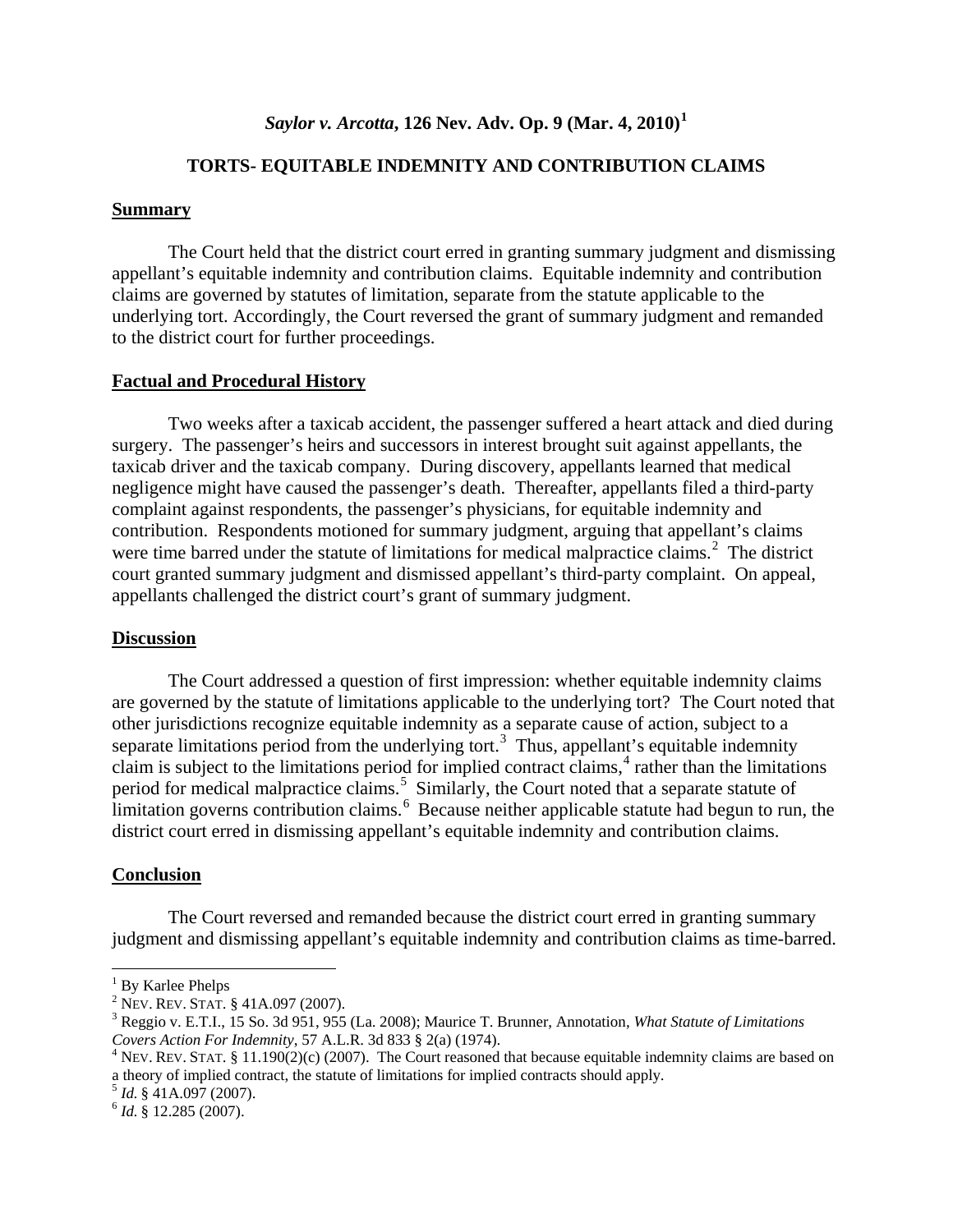# *Saylor v. Arcotta*, 126 Nev. Adv. Op. 9 (Mar. 4, 2010)[1]

## TORTS- EQUITABLE INDEMNITY AND CONTRIBUTION CLAIMS

### Summary

The Court held that the district court erred in granting summary judgment and dismissing appellant's equitable indemnity and contribution claims. Equitable indemnity and contribution claims are governed by statutes of limitation, separate from the statute applicable to the underlying tort. Accordingly, the Court reversed the grant of summary judgment and remanded to the district court for further proceedings.

### Factual and Procedural History

Two weeks after a taxicab accident, the passenger suffered a heart attack and died during surgery. The passenger's heirs and successors in interest brought suit against appellants, the taxicab driver and the taxicab company. During discovery, appellants learned that medical negligence might have caused the passenger's death. Thereafter, appellants filed a third-party complaint against respondents, the passenger's physicians, for equitable indemnity and contribution. Respondents motioned for summary judgment, arguing that appellant's claims were time barred under the statute of limitations for medical malpractice claims.[2] The district court granted summary judgment and dismissed appellant's third-party complaint. On appeal, appellants challenged the district court's grant of summary judgment.

### Discussion

The Court addressed a question of first impression: whether equitable indemnity claims are governed by the statute of limitations applicable to the underlying tort? The Court noted that other jurisdictions recognize equitable indemnity as a separate cause of action, subject to a separate limitations period from the underlying tort.[3] Thus, appellant's equitable indemnity claim is subject to the limitations period for implied contract claims,[4] rather than the limitations period for medical malpractice claims.[5] Similarly, the Court noted that a separate statute of limitation governs contribution claims.[6] Because neither applicable statute had begun to run, the district court erred in dismissing appellant's equitable indemnity and contribution claims.

### Conclusion

The Court reversed and remanded because the district court erred in granting summary judgment and dismissing appellant's equitable indemnity and contribution claims as time-barred.

---

[1] By Karlee Phelps

[2] NEV. REV. STAT. § 41A.097 (2007).

[3] Reggio v. E.T.I., 15 So. 3d 951, 955 (La. 2008); Maurice T. Brunner, Annotation, *What Statute of Limitations Covers Action For Indemnity*, 57 A.L.R. 3d 833 § 2(a) (1974).

[4] NEV. REV. STAT. § 11.190(2)(c) (2007). The Court reasoned that because equitable indemnity claims are based on a theory of implied contract, the statute of limitations for implied contracts should apply.

[5] *Id.* § 41A.097 (2007).

[6] *Id.* § 12.285 (2007).